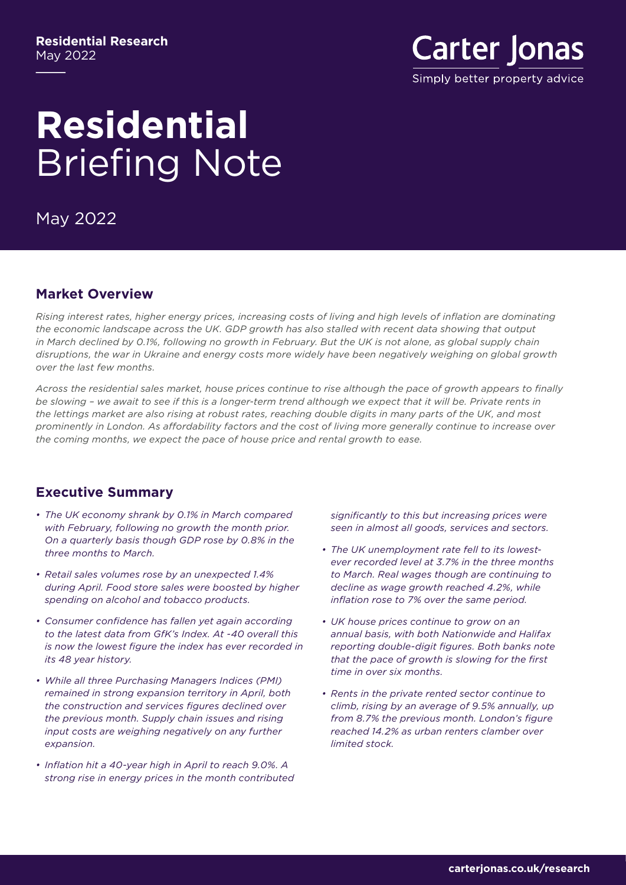Residential Research
May 2022

Carter Jonas
Simply better property advice

# **Residential** Briefing Note

May 2022

## Market Overview

*Rising interest rates, higher energy prices, increasing costs of living and high levels of inflation are dominating the economic landscape across the UK. GDP growth has also stalled with recent data showing that output in March declined by 0.1%, following no growth in February. But the UK is not alone, as global supply chain disruptions, the war in Ukraine and energy costs more widely have been negatively weighing on global growth over the last few months.*

*Across the residential sales market, house prices continue to rise although the pace of growth appears to finally be slowing – we await to see if this is a longer-term trend although we expect that it will be. Private rents in the lettings market are also rising at robust rates, reaching double digits in many parts of the UK, and most prominently in London. As affordability factors and the cost of living more generally continue to increase over the coming months, we expect the pace of house price and rental growth to ease.*

## Executive Summary

- *The UK economy shrank by 0.1% in March compared with February, following no growth the month prior. On a quarterly basis though GDP rose by 0.8% in the three months to March.*
- *Retail sales volumes rose by an unexpected 1.4% during April. Food store sales were boosted by higher spending on alcohol and tobacco products.*
- *Consumer confidence has fallen yet again according to the latest data from GfK's Index. At -40 overall this is now the lowest figure the index has ever recorded in its 48 year history.*
- *While all three Purchasing Managers Indices (PMI) remained in strong expansion territory in April, both the construction and services figures declined over the previous month. Supply chain issues and rising input costs are weighing negatively on any further expansion.*
- *Inflation hit a 40-year high in April to reach 9.0%. A strong rise in energy prices in the month contributed significantly to this but increasing prices were seen in almost all goods, services and sectors.*
- *The UK unemployment rate fell to its lowest-ever recorded level at 3.7% in the three months to March. Real wages though are continuing to decline as wage growth reached 4.2%, while inflation rose to 7% over the same period.*
- *UK house prices continue to grow on an annual basis, with both Nationwide and Halifax reporting double-digit figures. Both banks note that the pace of growth is slowing for the first time in over six months.*
- *Rents in the private rented sector continue to climb, rising by an average of 9.5% annually, up from 8.7% the previous month. London's figure reached 14.2% as urban renters clamber over limited stock.*

carterjonas.co.uk/research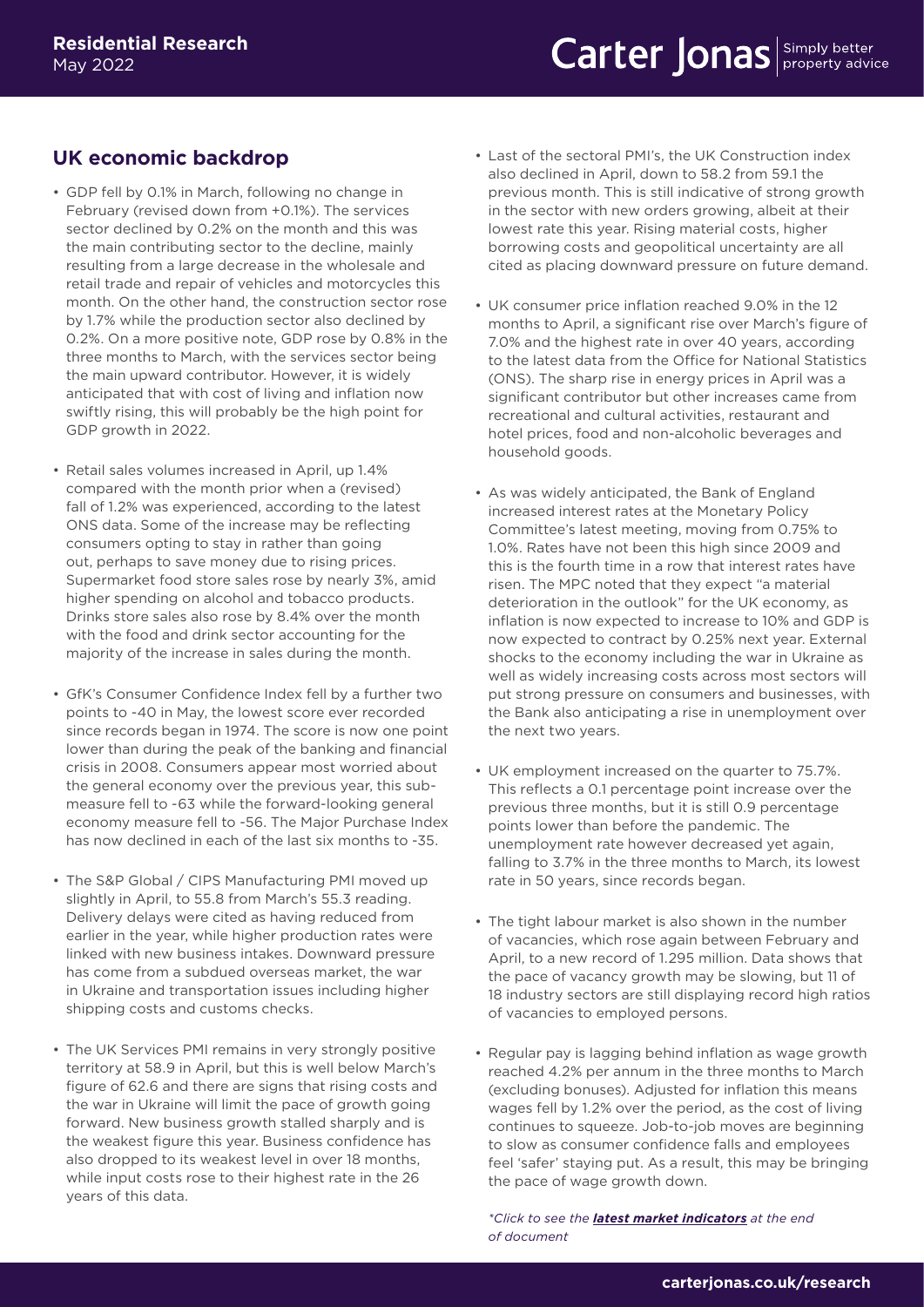## UK economic backdrop

- GDP fell by 0.1% in March, following no change in February (revised down from +0.1%). The services sector declined by 0.2% on the month and this was the main contributing sector to the decline, mainly resulting from a large decrease in the wholesale and retail trade and repair of vehicles and motorcycles this month. On the other hand, the construction sector rose by 1.7% while the production sector also declined by 0.2%. On a more positive note, GDP rose by 0.8% in the three months to March, with the services sector being the main upward contributor. However, it is widely anticipated that with cost of living and inflation now swiftly rising, this will probably be the high point for GDP growth in 2022.

- Retail sales volumes increased in April, up 1.4% compared with the month prior when a (revised) fall of 1.2% was experienced, according to the latest ONS data. Some of the increase may be reflecting consumers opting to stay in rather than going out, perhaps to save money due to rising prices. Supermarket food store sales rose by nearly 3%, amid higher spending on alcohol and tobacco products. Drinks store sales also rose by 8.4% over the month with the food and drink sector accounting for the majority of the increase in sales during the month.

- GfK's Consumer Confidence Index fell by a further two points to -40 in May, the lowest score ever recorded since records began in 1974. The score is now one point lower than during the peak of the banking and financial crisis in 2008. Consumers appear most worried about the general economy over the previous year, this sub-measure fell to -63 while the forward-looking general economy measure fell to -56. The Major Purchase Index has now declined in each of the last six months to -35.

- The S&P Global / CIPS Manufacturing PMI moved up slightly in April, to 55.8 from March's 55.3 reading. Delivery delays were cited as having reduced from earlier in the year, while higher production rates were linked with new business intakes. Downward pressure has come from a subdued overseas market, the war in Ukraine and transportation issues including higher shipping costs and customs checks.

- The UK Services PMI remains in very strongly positive territory at 58.9 in April, but this is well below March's figure of 62.6 and there are signs that rising costs and the war in Ukraine will limit the pace of growth going forward. New business growth stalled sharply and is the weakest figure this year. Business confidence has also dropped to its weakest level in over 18 months, while input costs rose to their highest rate in the 26 years of this data.

- Last of the sectoral PMI's, the UK Construction index also declined in April, down to 58.2 from 59.1 the previous month. This is still indicative of strong growth in the sector with new orders growing, albeit at their lowest rate this year. Rising material costs, higher borrowing costs and geopolitical uncertainty are all cited as placing downward pressure on future demand.

- UK consumer price inflation reached 9.0% in the 12 months to April, a significant rise over March's figure of 7.0% and the highest rate in over 40 years, according to the latest data from the Office for National Statistics (ONS). The sharp rise in energy prices in April was a significant contributor but other increases came from recreational and cultural activities, restaurant and hotel prices, food and non-alcoholic beverages and household goods.

- As was widely anticipated, the Bank of England increased interest rates at the Monetary Policy Committee's latest meeting, moving from 0.75% to 1.0%. Rates have not been this high since 2009 and this is the fourth time in a row that interest rates have risen. The MPC noted that they expect "a material deterioration in the outlook" for the UK economy, as inflation is now expected to increase to 10% and GDP is now expected to contract by 0.25% next year. External shocks to the economy including the war in Ukraine as well as widely increasing costs across most sectors will put strong pressure on consumers and businesses, with the Bank also anticipating a rise in unemployment over the next two years.

- UK employment increased on the quarter to 75.7%. This reflects a 0.1 percentage point increase over the previous three months, but it is still 0.9 percentage points lower than before the pandemic. The unemployment rate however decreased yet again, falling to 3.7% in the three months to March, its lowest rate in 50 years, since records began.

- The tight labour market is also shown in the number of vacancies, which rose again between February and April, to a new record of 1.295 million. Data shows that the pace of vacancy growth may be slowing, but 11 of 18 industry sectors are still displaying record high ratios of vacancies to employed persons.

- Regular pay is lagging behind inflation as wage growth reached 4.2% per annum in the three months to March (excluding bonuses). Adjusted for inflation this means wages fell by 1.2% over the period, as the cost of living continues to squeeze. Job-to-job moves are beginning to slow as consumer confidence falls and employees feel 'safer' staying put. As a result, this may be bringing the pace of wage growth down.

*\*Click to see the **latest market indicators** at the end of document*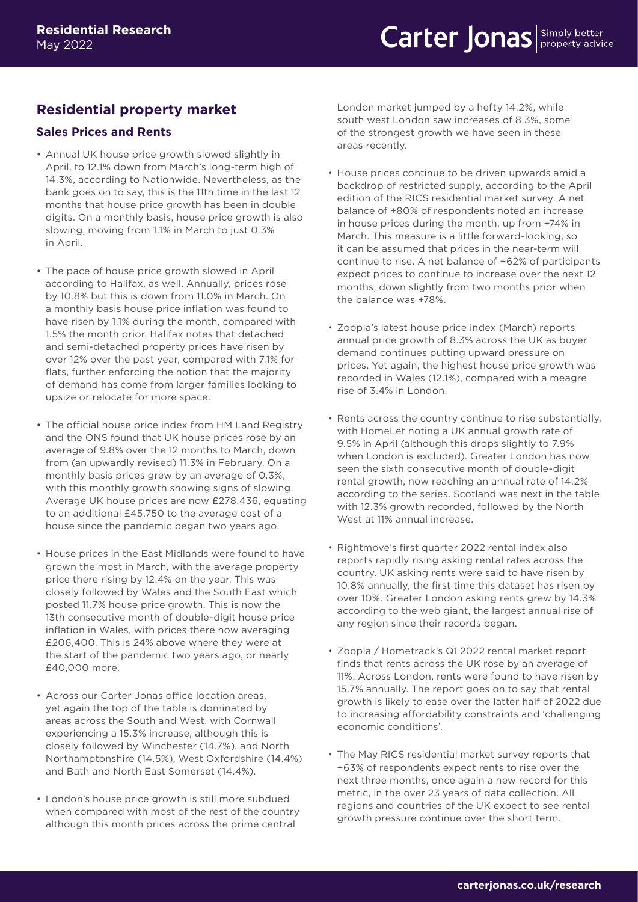## Residential property market

### Sales Prices and Rents

- Annual UK house price growth slowed slightly in April, to 12.1% down from March's long-term high of 14.3%, according to Nationwide. Nevertheless, as the bank goes on to say, this is the 11th time in the last 12 months that house price growth has been in double digits. On a monthly basis, house price growth is also slowing, moving from 1.1% in March to just 0.3% in April.

- The pace of house price growth slowed in April according to Halifax, as well. Annually, prices rose by 10.8% but this is down from 11.0% in March. On a monthly basis house price inflation was found to have risen by 1.1% during the month, compared with 1.5% the month prior. Halifax notes that detached and semi-detached property prices have risen by over 12% over the past year, compared with 7.1% for flats, further enforcing the notion that the majority of demand has come from larger families looking to upsize or relocate for more space.

- The official house price index from HM Land Registry and the ONS found that UK house prices rose by an average of 9.8% over the 12 months to March, down from (an upwardly revised) 11.3% in February. On a monthly basis prices grew by an average of 0.3%, with this monthly growth showing signs of slowing. Average UK house prices are now £278,436, equating to an additional £45,750 to the average cost of a house since the pandemic began two years ago.

- House prices in the East Midlands were found to have grown the most in March, with the average property price there rising by 12.4% on the year. This was closely followed by Wales and the South East which posted 11.7% house price growth. This is now the 13th consecutive month of double-digit house price inflation in Wales, with prices there now averaging £206,400. This is 24% above where they were at the start of the pandemic two years ago, or nearly £40,000 more.

- Across our Carter Jonas office location areas, yet again the top of the table is dominated by areas across the South and West, with Cornwall experiencing a 15.3% increase, although this is closely followed by Winchester (14.7%), and North Northamptonshire (14.5%), West Oxfordshire (14.4%) and Bath and North East Somerset (14.4%).

- London's house price growth is still more subdued when compared with most of the rest of the country although this month prices across the prime central London market jumped by a hefty 14.2%, while south west London saw increases of 8.3%, some of the strongest growth we have seen in these areas recently.

- House prices continue to be driven upwards amid a backdrop of restricted supply, according to the April edition of the RICS residential market survey. A net balance of +80% of respondents noted an increase in house prices during the month, up from +74% in March. This measure is a little forward-looking, so it can be assumed that prices in the near-term will continue to rise. A net balance of +62% of participants expect prices to continue to increase over the next 12 months, down slightly from two months prior when the balance was +78%.

- Zoopla's latest house price index (March) reports annual price growth of 8.3% across the UK as buyer demand continues putting upward pressure on prices. Yet again, the highest house price growth was recorded in Wales (12.1%), compared with a meagre rise of 3.4% in London.

- Rents across the country continue to rise substantially, with HomeLet noting a UK annual growth rate of 9.5% in April (although this drops slightly to 7.9% when London is excluded). Greater London has now seen the sixth consecutive month of double-digit rental growth, now reaching an annual rate of 14.2% according to the series. Scotland was next in the table with 12.3% growth recorded, followed by the North West at 11% annual increase.

- Rightmove's first quarter 2022 rental index also reports rapidly rising asking rental rates across the country. UK asking rents were said to have risen by 10.8% annually, the first time this dataset has risen by over 10%. Greater London asking rents grew by 14.3% according to the web giant, the largest annual rise of any region since their records began.

- Zoopla / Hometrack's Q1 2022 rental market report finds that rents across the UK rose by an average of 11%. Across London, rents were found to have risen by 15.7% annually. The report goes on to say that rental growth is likely to ease over the latter half of 2022 due to increasing affordability constraints and 'challenging economic conditions'.

- The May RICS residential market survey reports that +63% of respondents expect rents to rise over the next three months, once again a new record for this metric, in the over 23 years of data collection. All regions and countries of the UK expect to see rental growth pressure continue over the short term.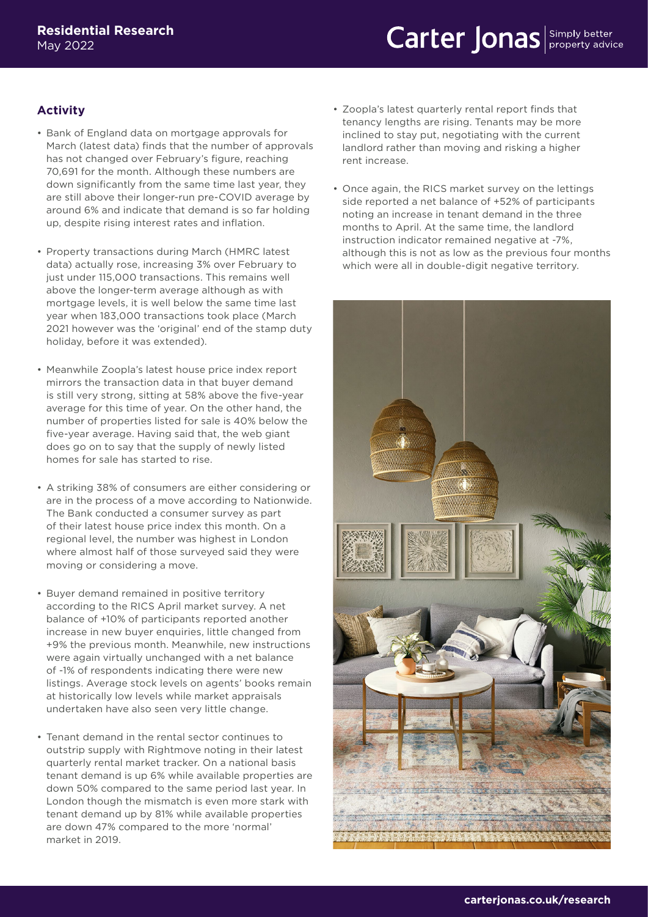## Activity

- Bank of England data on mortgage approvals for March (latest data) finds that the number of approvals has not changed over February's figure, reaching 70,691 for the month. Although these numbers are down significantly from the same time last year, they are still above their longer-run pre-COVID average by around 6% and indicate that demand is so far holding up, despite rising interest rates and inflation.

- Property transactions during March (HMRC latest data) actually rose, increasing 3% over February to just under 115,000 transactions. This remains well above the longer-term average although as with mortgage levels, it is well below the same time last year when 183,000 transactions took place (March 2021 however was the 'original' end of the stamp duty holiday, before it was extended).

- Meanwhile Zoopla's latest house price index report mirrors the transaction data in that buyer demand is still very strong, sitting at 58% above the five-year average for this time of year. On the other hand, the number of properties listed for sale is 40% below the five-year average. Having said that, the web giant does go on to say that the supply of newly listed homes for sale has started to rise.

- A striking 38% of consumers are either considering or are in the process of a move according to Nationwide. The Bank conducted a consumer survey as part of their latest house price index this month. On a regional level, the number was highest in London where almost half of those surveyed said they were moving or considering a move.

- Buyer demand remained in positive territory according to the RICS April market survey. A net balance of +10% of participants reported another increase in new buyer enquiries, little changed from +9% the previous month. Meanwhile, new instructions were again virtually unchanged with a net balance of -1% of respondents indicating there were new listings. Average stock levels on agents' books remain at historically low levels while market appraisals undertaken have also seen very little change.

- Tenant demand in the rental sector continues to outstrip supply with Rightmove noting in their latest quarterly rental market tracker. On a national basis tenant demand is up 6% while available properties are down 50% compared to the same period last year. In London though the mismatch is even more stark with tenant demand up by 81% while available properties are down 47% compared to the more 'normal' market in 2019.

- Zoopla's latest quarterly rental report finds that tenancy lengths are rising. Tenants may be more inclined to stay put, negotiating with the current landlord rather than moving and risking a higher rent increase.

- Once again, the RICS market survey on the lettings side reported a net balance of +52% of participants noting an increase in tenant demand in the three months to April. At the same time, the landlord instruction indicator remained negative at -7%, although this is not as low as the previous four months which were all in double-digit negative territory.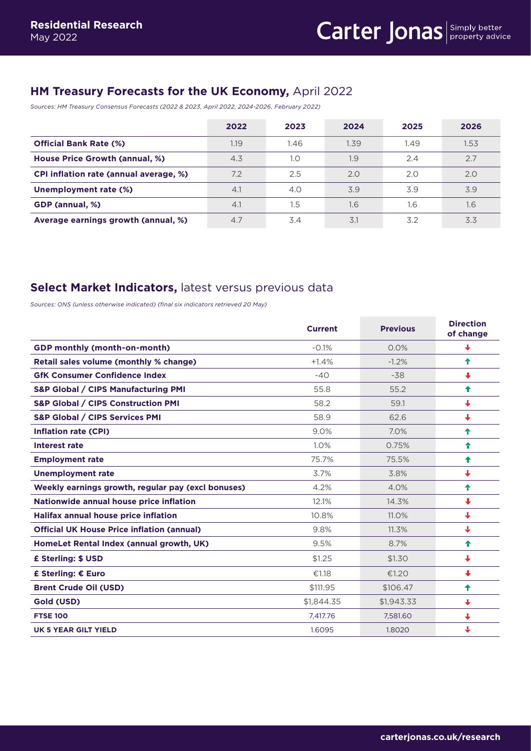## **HM Treasury Forecasts for the UK Economy,** April 2022

*Sources: HM Treasury Consensus Forecasts (2022 & 2023, April 2022, 2024-2026, February 2022)*

| | 2022 | 2023 | 2024 | 2025 | 2026 |
|---|---|---|---|---|---|
| **Official Bank Rate (%)** | 1.19 | 1.46 | 1.39 | 1.49 | 1.53 |
| **House Price Growth (annual, %)** | 4.3 | 1.0 | 1.9 | 2.4 | 2.7 |
| **CPI inflation rate (annual average, %)** | 7.2 | 2.5 | 2.0 | 2.0 | 2.0 |
| **Unemployment rate (%)** | 4.1 | 4.0 | 3.9 | 3.9 | 3.9 |
| **GDP (annual, %)** | 4.1 | 1.5 | 1.6 | 1.6 | 1.6 |
| **Average earnings growth (annual, %)** | 4.7 | 3.4 | 3.1 | 3.2 | 3.3 |

## **Select Market Indicators,** latest versus previous data

*Sources: ONS (unless otherwise indicated) (final six indicators retrieved 20 May)*

| | Current | Previous | Direction of change |
|---|---|---|---|
| **GDP monthly (month-on-month)** | -0.1% | 0.0% | ↓ |
| **Retail sales volume (monthly % change)** | +1.4% | -1.2% | ↑ |
| **GfK Consumer Confidence Index** | -40 | -38 | ↓ |
| **S&P Global / CIPS Manufacturing PMI** | 55.8 | 55.2 | ↑ |
| **S&P Global / CIPS Construction PMI** | 58.2 | 59.1 | ↓ |
| **S&P Global / CIPS Services PMI** | 58.9 | 62.6 | ↓ |
| **Inflation rate (CPI)** | 9.0% | 7.0% | ↑ |
| **Interest rate** | 1.0% | 0.75% | ↑ |
| **Employment rate** | 75.7% | 75.5% | ↑ |
| **Unemployment rate** | 3.7% | 3.8% | ↓ |
| **Weekly earnings growth, regular pay (excl bonuses)** | 4.2% | 4.0% | ↑ |
| **Nationwide annual house price inflation** | 12.1% | 14.3% | ↓ |
| **Halifax annual house price inflation** | 10.8% | 11.0% | ↓ |
| **Official UK House Price inflation (annual)** | 9.8% | 11.3% | ↓ |
| **HomeLet Rental Index (annual growth, UK)** | 9.5% | 8.7% | ↑ |
| **£ Sterling: $ USD** | $1.25 | $1.30 | ↓ |
| **£ Sterling: € Euro** | €1.18 | €1.20 | ↓ |
| **Brent Crude Oil (USD)** | $111.95 | $106.47 | ↑ |
| **Gold (USD)** | $1,844.35 | $1,943.33 | ↓ |
| **FTSE 100** | 7,417.76 | 7,581.60 | ↓ |
| **UK 5 YEAR GILT YIELD** | 1.6095 | 1.8020 | ↓ |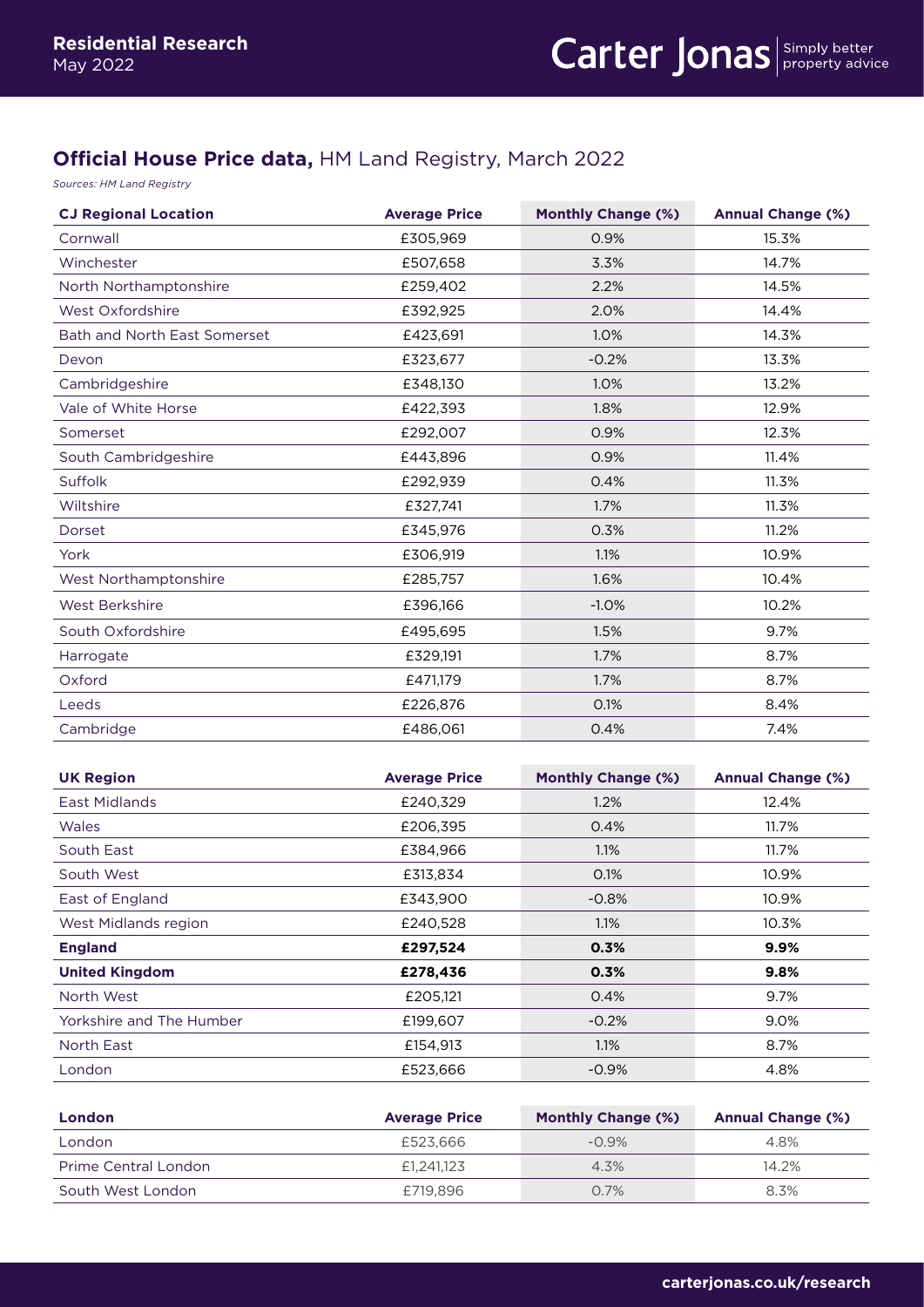## **Official House Price data,** HM Land Registry, March 2022

*Sources: HM Land Registry*

| CJ Regional Location | Average Price | Monthly Change (%) | Annual Change (%) |
|---|---|---|---|
| Cornwall | £305,969 | 0.9% | 15.3% |
| Winchester | £507,658 | 3.3% | 14.7% |
| North Northamptonshire | £259,402 | 2.2% | 14.5% |
| West Oxfordshire | £392,925 | 2.0% | 14.4% |
| Bath and North East Somerset | £423,691 | 1.0% | 14.3% |
| Devon | £323,677 | -0.2% | 13.3% |
| Cambridgeshire | £348,130 | 1.0% | 13.2% |
| Vale of White Horse | £422,393 | 1.8% | 12.9% |
| Somerset | £292,007 | 0.9% | 12.3% |
| South Cambridgeshire | £443,896 | 0.9% | 11.4% |
| Suffolk | £292,939 | 0.4% | 11.3% |
| Wiltshire | £327,741 | 1.7% | 11.3% |
| Dorset | £345,976 | 0.3% | 11.2% |
| York | £306,919 | 1.1% | 10.9% |
| West Northamptonshire | £285,757 | 1.6% | 10.4% |
| West Berkshire | £396,166 | -1.0% | 10.2% |
| South Oxfordshire | £495,695 | 1.5% | 9.7% |
| Harrogate | £329,191 | 1.7% | 8.7% |
| Oxford | £471,179 | 1.7% | 8.7% |
| Leeds | £226,876 | 0.1% | 8.4% |
| Cambridge | £486,061 | 0.4% | 7.4% |

| UK Region | Average Price | Monthly Change (%) | Annual Change (%) |
|---|---|---|---|
| East Midlands | £240,329 | 1.2% | 12.4% |
| Wales | £206,395 | 0.4% | 11.7% |
| South East | £384,966 | 1.1% | 11.7% |
| South West | £313,834 | 0.1% | 10.9% |
| East of England | £343,900 | -0.8% | 10.9% |
| West Midlands region | £240,528 | 1.1% | 10.3% |
| **England** | **£297,524** | **0.3%** | **9.9%** |
| **United Kingdom** | **£278,436** | **0.3%** | **9.8%** |
| North West | £205,121 | 0.4% | 9.7% |
| Yorkshire and The Humber | £199,607 | -0.2% | 9.0% |
| North East | £154,913 | 1.1% | 8.7% |
| London | £523,666 | -0.9% | 4.8% |

| London | Average Price | Monthly Change (%) | Annual Change (%) |
|---|---|---|---|
| London | £523,666 | -0.9% | 4.8% |
| Prime Central London | £1,241,123 | 4.3% | 14.2% |
| South West London | £719,896 | 0.7% | 8.3% |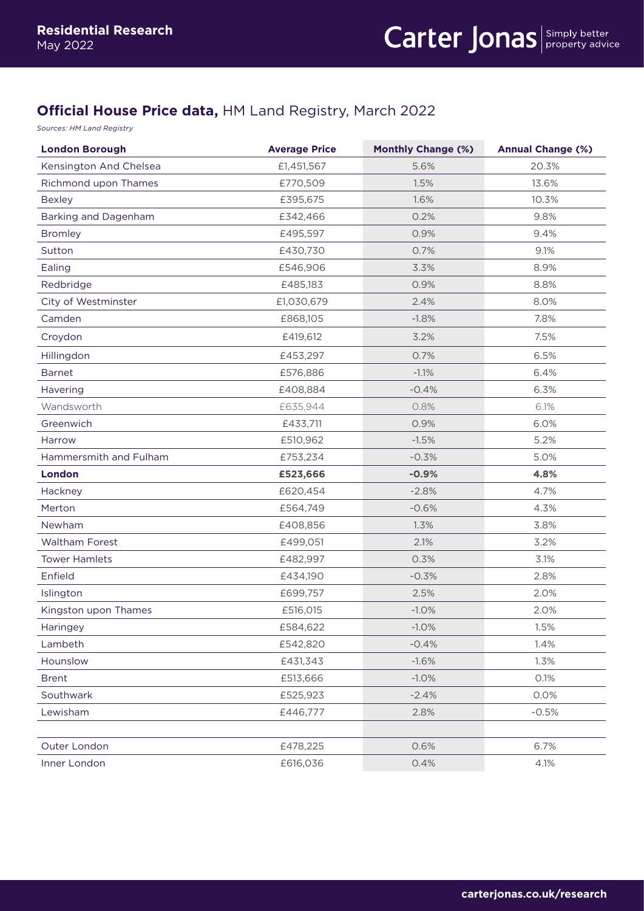## **Official House Price data,** HM Land Registry, March 2022

*Sources: HM Land Registry*

| London Borough | Average Price | Monthly Change (%) | Annual Change (%) |
|---|---|---|---|
| Kensington And Chelsea | £1,451,567 | 5.6% | 20.3% |
| Richmond upon Thames | £770,509 | 1.5% | 13.6% |
| Bexley | £395,675 | 1.6% | 10.3% |
| Barking and Dagenham | £342,466 | 0.2% | 9.8% |
| Bromley | £495,597 | 0.9% | 9.4% |
| Sutton | £430,730 | 0.7% | 9.1% |
| Ealing | £546,906 | 3.3% | 8.9% |
| Redbridge | £485,183 | 0.9% | 8.8% |
| City of Westminster | £1,030,679 | 2.4% | 8.0% |
| Camden | £868,105 | -1.8% | 7.8% |
| Croydon | £419,612 | 3.2% | 7.5% |
| Hillingdon | £453,297 | 0.7% | 6.5% |
| Barnet | £576,886 | -1.1% | 6.4% |
| Havering | £408,884 | -0.4% | 6.3% |
| Wandsworth | £635,944 | 0.8% | 6.1% |
| Greenwich | £433,711 | 0.9% | 6.0% |
| Harrow | £510,962 | -1.5% | 5.2% |
| Hammersmith and Fulham | £753,234 | -0.3% | 5.0% |
| **London** | **£523,666** | **-0.9%** | **4.8%** |
| Hackney | £620,454 | -2.8% | 4.7% |
| Merton | £564,749 | -0.6% | 4.3% |
| Newham | £408,856 | 1.3% | 3.8% |
| Waltham Forest | £499,051 | 2.1% | 3.2% |
| Tower Hamlets | £482,997 | 0.3% | 3.1% |
| Enfield | £434,190 | -0.3% | 2.8% |
| Islington | £699,757 | 2.5% | 2.0% |
| Kingston upon Thames | £516,015 | -1.0% | 2.0% |
| Haringey | £584,622 | -1.0% | 1.5% |
| Lambeth | £542,820 | -0.4% | 1.4% |
| Hounslow | £431,343 | -1.6% | 1.3% |
| Brent | £513,666 | -1.0% | 0.1% |
| Southwark | £525,923 | -2.4% | 0.0% |
| Lewisham | £446,777 | 2.8% | -0.5% |
| | | | |
| Outer London | £478,225 | 0.6% | 6.7% |
| Inner London | £616,036 | 0.4% | 4.1% |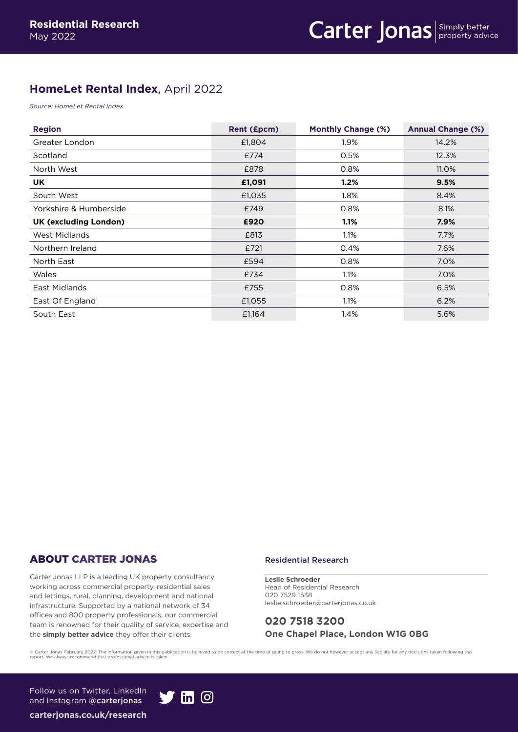## **HomeLet Rental Index**, April 2022

*Source: HomeLet Rental Index*

| Region | Rent (£pcm) | Monthly Change (%) | Annual Change (%) |
|---|---|---|---|
| Greater London | £1,804 | 1.9% | 14.2% |
| Scotland | £774 | 0.5% | 12.3% |
| North West | £878 | 0.8% | 11.0% |
| **UK** | **£1,091** | **1.2%** | **9.5%** |
| South West | £1,035 | 1.8% | 8.4% |
| Yorkshire & Humberside | £749 | 0.8% | 8.1% |
| **UK (excluding London)** | **£920** | **1.1%** | **7.9%** |
| West Midlands | £813 | 1.1% | 7.7% |
| Northern Ireland | £721 | 0.4% | 7.6% |
| North East | £594 | 0.8% | 7.0% |
| Wales | £734 | 1.1% | 7.0% |
| East Midlands | £755 | 0.8% | 6.5% |
| East Of England | £1,055 | 1.1% | 6.2% |
| South East | £1,164 | 1.4% | 5.6% |

## ABOUT CARTER JONAS

Carter Jonas LLP is a leading UK property consultancy working across commercial property, residential sales and lettings, rural, planning, development and national infrastructure. Supported by a national network of 34 offices and 800 property professionals, our commercial team is renowned for their quality of service, expertise and the **simply better advice** they offer their clients.

### Residential Research

**Leslie Schroeder**
Head of Residential Research
020 7529 1538
leslie.schroeder@carterjonas.co.uk

**020 7518 3200**
**One Chapel Place, London W1G 0BG**

© Carter Jonas February 2022. The information given in this publication is believed to be correct at the time of going to press. We do not however accept any liability for any decisions taken following this report. We always recommend that professional advice is taken.

Follow us on Twitter, LinkedIn and Instagram @**carterjonas**

**carterjonas.co.uk/research**